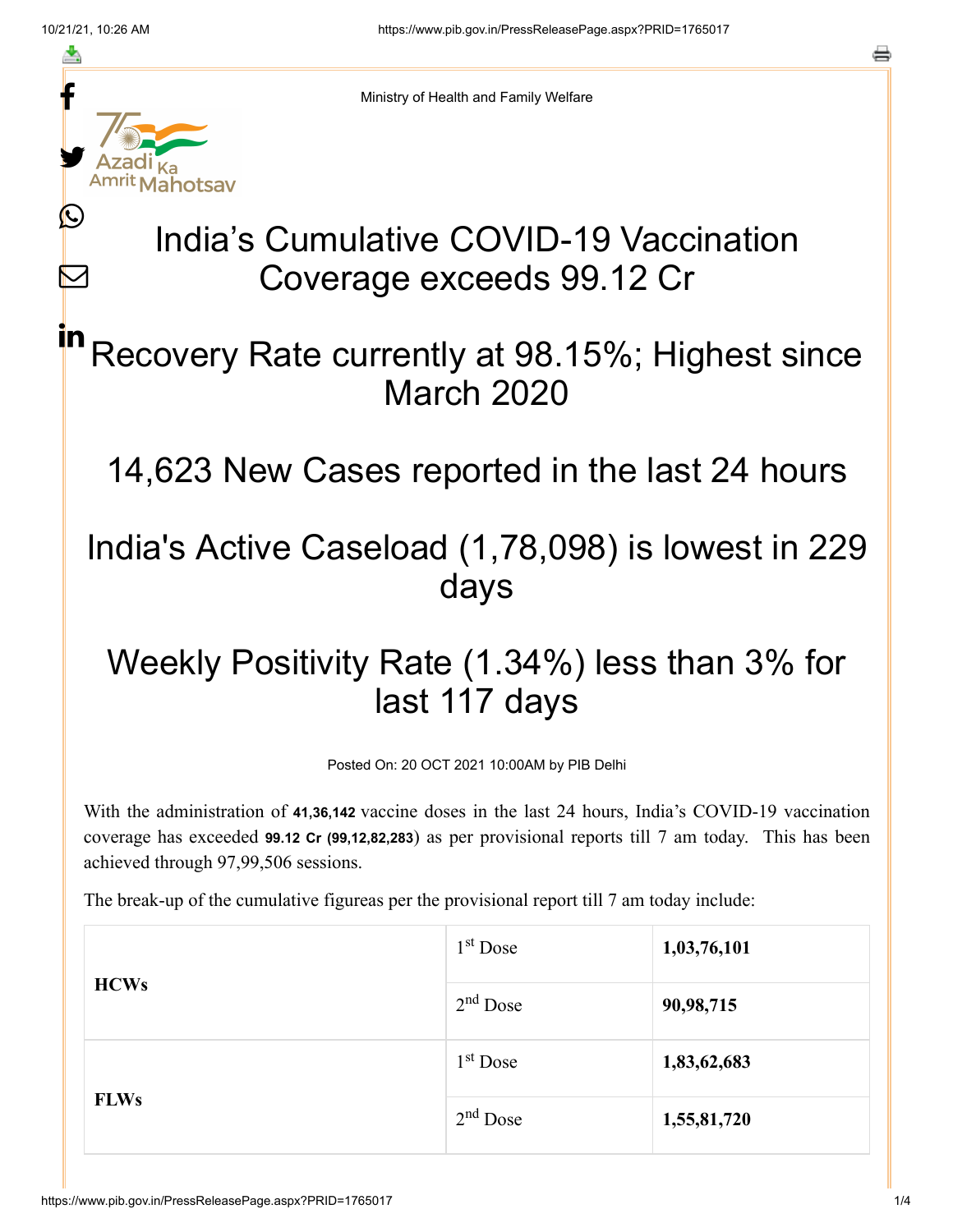Ministry of Health and Family Welfare

# India’s Cumulative COVID-19 Vaccination Coverage exceeds 99.12 Cr

## Recovery Rate currently at 98.15%; Highest since March 2020

## 14,623 New Cases reported in the last 24 hours

## India's Active Caseload (1,78,098) is lowest in 229 days

## Weekly Positivity Rate (1.34%) less than 3% for last 117 days

Posted On: 20 OCT 2021 10:00AM by PIB Delhi

With the administration of **41,36,142** vaccine doses in the last 24 hours, India’s COVID-19 vaccination coverage has exceeded **99.12 Cr (99,12,82,283**) as per provisional reports till 7 am today. This has been achieved through 97,99,506 sessions.

The break-up of the cumulative figureas per the provisional report till 7 am today include:

| | | |
|---|---|---|
| **HCWs** | 1st Dose | **1,03,76,101** |
| | 2nd Dose | **90,98,715** |
| **FLWs** | 1st Dose | **1,83,62,683** |
| | 2nd Dose | **1,55,81,720** |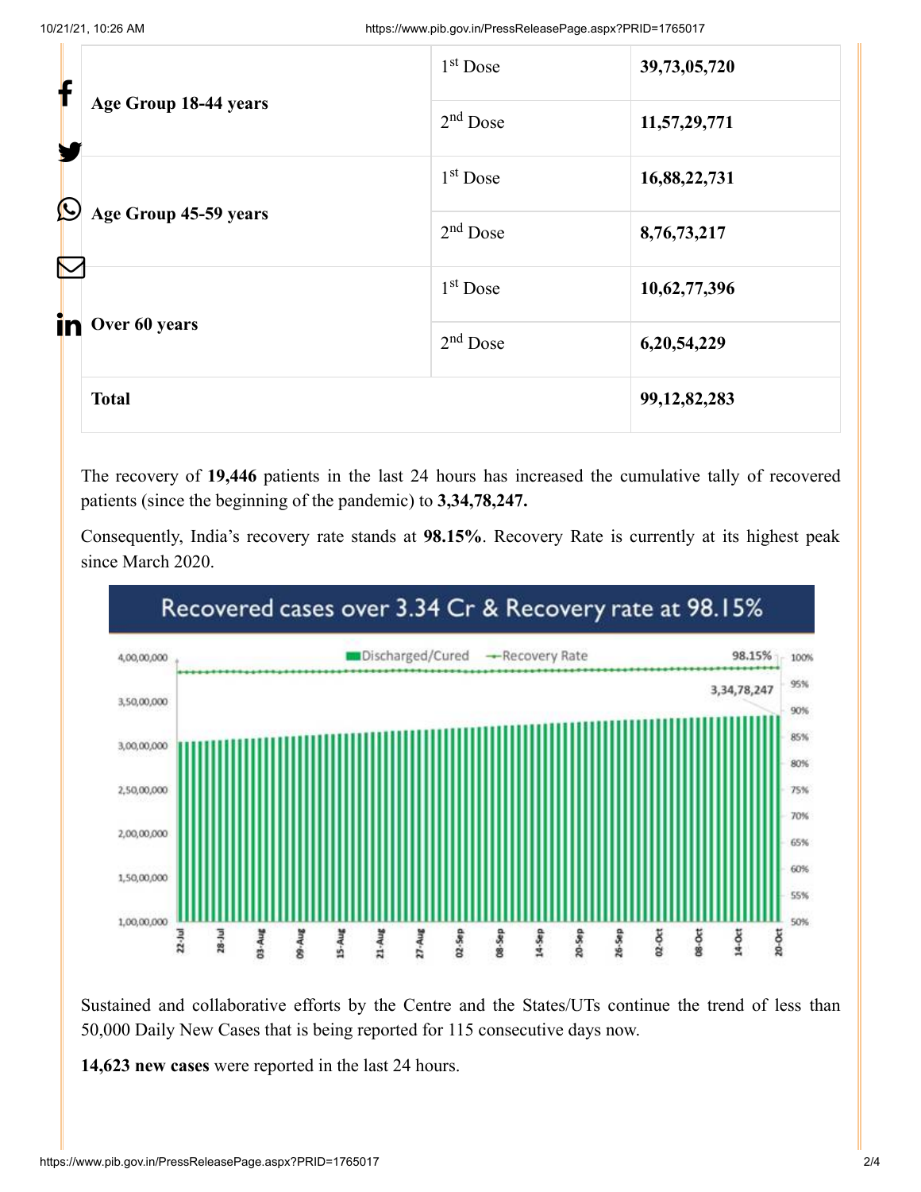| Age Group 18-44 years | 1st Dose | **39,73,05,720** |
|---|---|---|
| | 2nd Dose | **11,57,29,771** |
| Age Group 45-59 years | 1st Dose | **16,88,22,731** |
| | 2nd Dose | **8,76,73,217** |
| Over 60 years | 1st Dose | **10,62,77,396** |
| | 2nd Dose | **6,20,54,229** |
| **Total** | | **99,12,82,283** |

The recovery of **19,446** patients in the last 24 hours has increased the cumulative tally of recovered patients (since the beginning of the pandemic) to **3,34,78,247.**

Consequently, India's recovery rate stands at **98.15%**. Recovery Rate is currently at its highest peak since March 2020.

Sustained and collaborative efforts by the Centre and the States/UTs continue the trend of less than 50,000 Daily New Cases that is being reported for 115 consecutive days now.

**14,623 new cases** were reported in the last 24 hours.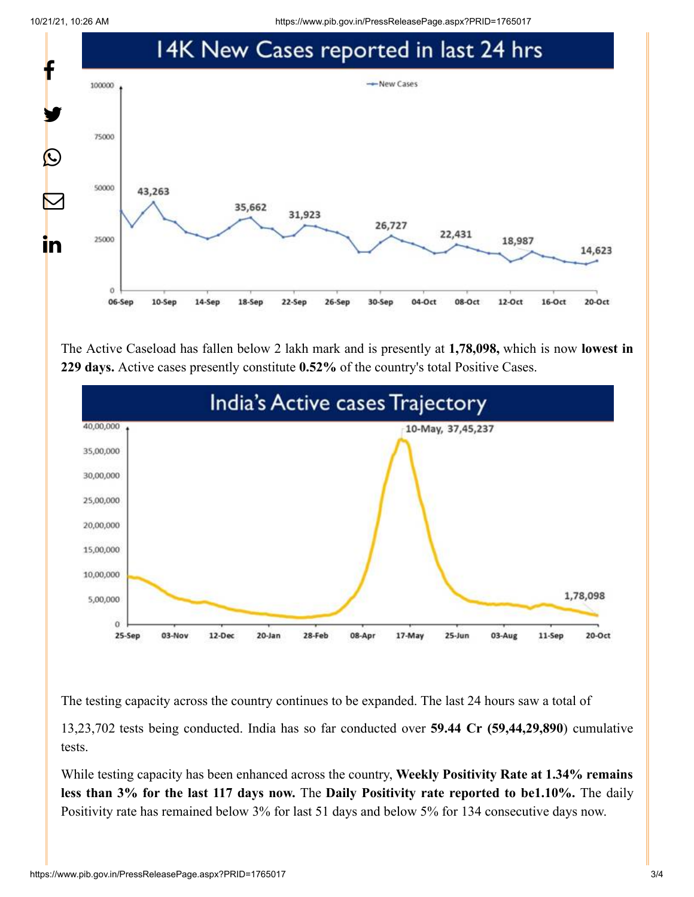## 14K New Cases reported in last 24 hrs

The Active Caseload has fallen below 2 lakh mark and is presently at **1,78,098,** which is now **lowest in 229 days.** Active cases presently constitute **0.52%** of the country's total Positive Cases.

## India's Active cases Trajectory

The testing capacity across the country continues to be expanded. The last 24 hours saw a total of

13,23,702 tests being conducted. India has so far conducted over **59.44 Cr (59,44,29,890**) cumulative tests.

While testing capacity has been enhanced across the country, **Weekly Positivity Rate at 1.34% remains less than 3% for the last 117 days now.** The **Daily Positivity rate reported to be1.10%.** The daily Positivity rate has remained below 3% for last 51 days and below 5% for 134 consecutive days now.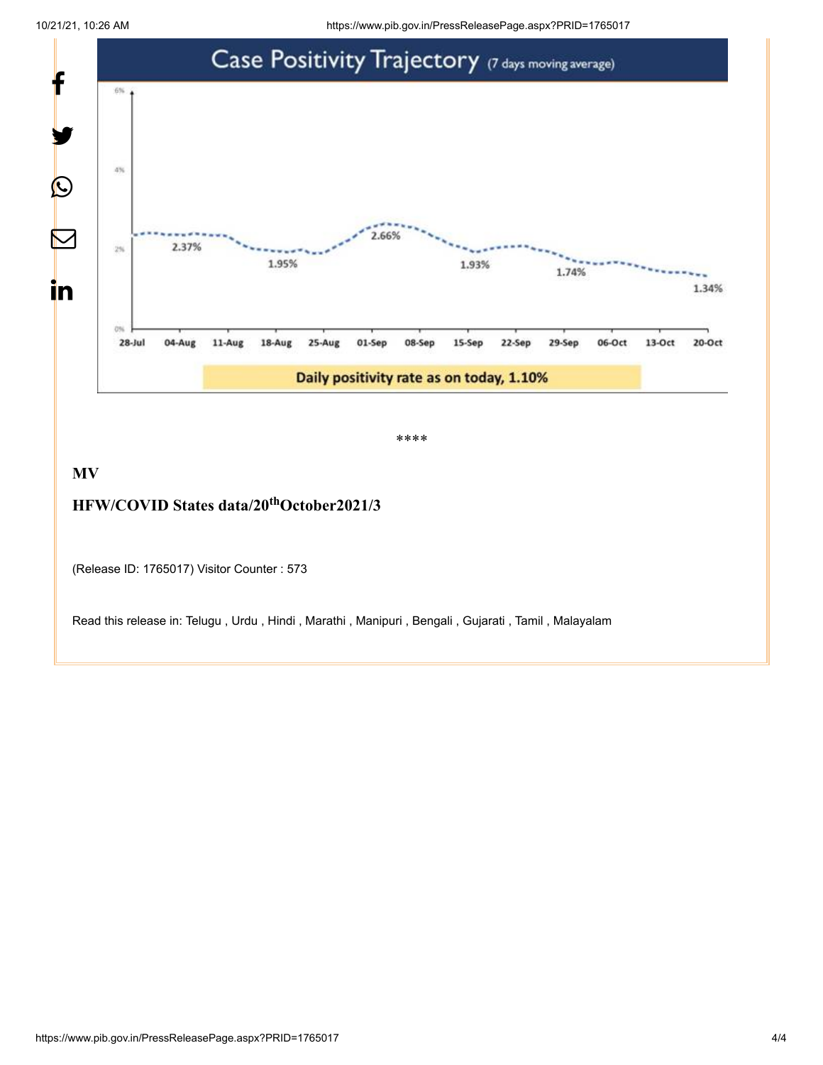Case Positivity Trajectory (7 days moving average)

6%

4%

2%

0%

2.37%

1.95%

2.66%

1.93%

1.74%

1.34%

28-Jul 04-Aug 11-Aug 18-Aug 25-Aug 01-Sep 08-Sep 15-Sep 22-Sep 29-Sep 06-Oct 13-Oct 20-Oct

Daily positivity rate as on today, 1.10%

****

**MV**

**HFW/COVID States data/20thOctober2021/3**

(Release ID: 1765017) Visitor Counter : 573

Read this release in: Telugu , Urdu , Hindi , Marathi , Manipuri , Bengali , Gujarati , Tamil , Malayalam